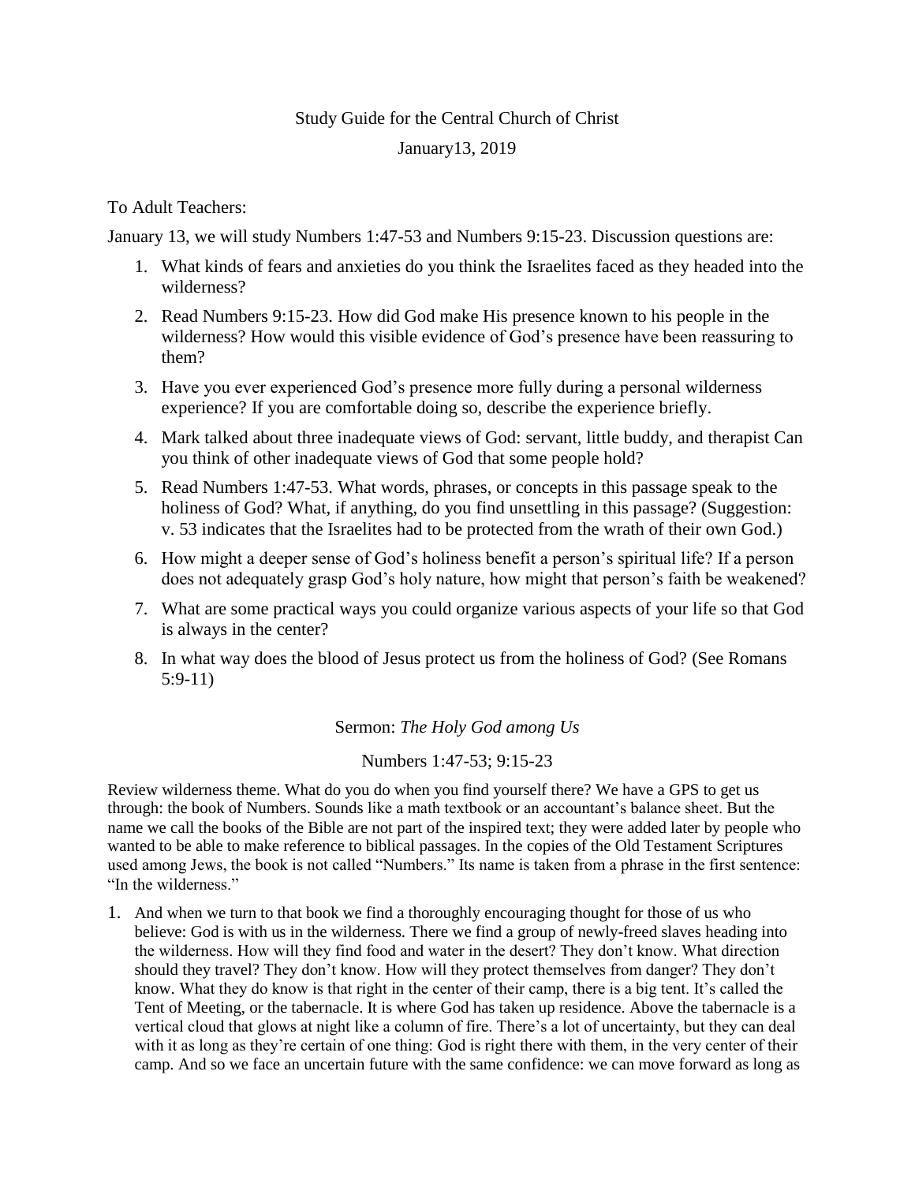Study Guide for the Central Church of Christ

January13, 2019

To Adult Teachers:

January 13, we will study Numbers 1:47-53 and Numbers 9:15-23. Discussion questions are:

1. What kinds of fears and anxieties do you think the Israelites faced as they headed into the wilderness?
2. Read Numbers 9:15-23. How did God make His presence known to his people in the wilderness? How would this visible evidence of God's presence have been reassuring to them?
3. Have you ever experienced God's presence more fully during a personal wilderness experience? If you are comfortable doing so, describe the experience briefly.
4. Mark talked about three inadequate views of God: servant, little buddy, and therapist Can you think of other inadequate views of God that some people hold?
5. Read Numbers 1:47-53. What words, phrases, or concepts in this passage speak to the holiness of God? What, if anything, do you find unsettling in this passage? (Suggestion: v. 53 indicates that the Israelites had to be protected from the wrath of their own God.)
6. How might a deeper sense of God's holiness benefit a person's spiritual life? If a person does not adequately grasp God's holy nature, how might that person's faith be weakened?
7. What are some practical ways you could organize various aspects of your life so that God is always in the center?
8. In what way does the blood of Jesus protect us from the holiness of God? (See Romans 5:9-11)

Sermon: *The Holy God among Us*

Numbers 1:47-53; 9:15-23

Review wilderness theme. What do you do when you find yourself there? We have a GPS to get us through: the book of Numbers. Sounds like a math textbook or an accountant's balance sheet. But the name we call the books of the Bible are not part of the inspired text; they were added later by people who wanted to be able to make reference to biblical passages. In the copies of the Old Testament Scriptures used among Jews, the book is not called "Numbers." Its name is taken from a phrase in the first sentence: "In the wilderness."

1. And when we turn to that book we find a thoroughly encouraging thought for those of us who believe: God is with us in the wilderness. There we find a group of newly-freed slaves heading into the wilderness. How will they find food and water in the desert? They don't know. What direction should they travel? They don't know. How will they protect themselves from danger? They don't know. What they do know is that right in the center of their camp, there is a big tent. It's called the Tent of Meeting, or the tabernacle. It is where God has taken up residence. Above the tabernacle is a vertical cloud that glows at night like a column of fire. There's a lot of uncertainty, but they can deal with it as long as they're certain of one thing: God is right there with them, in the very center of their camp. And so we face an uncertain future with the same confidence: we can move forward as long as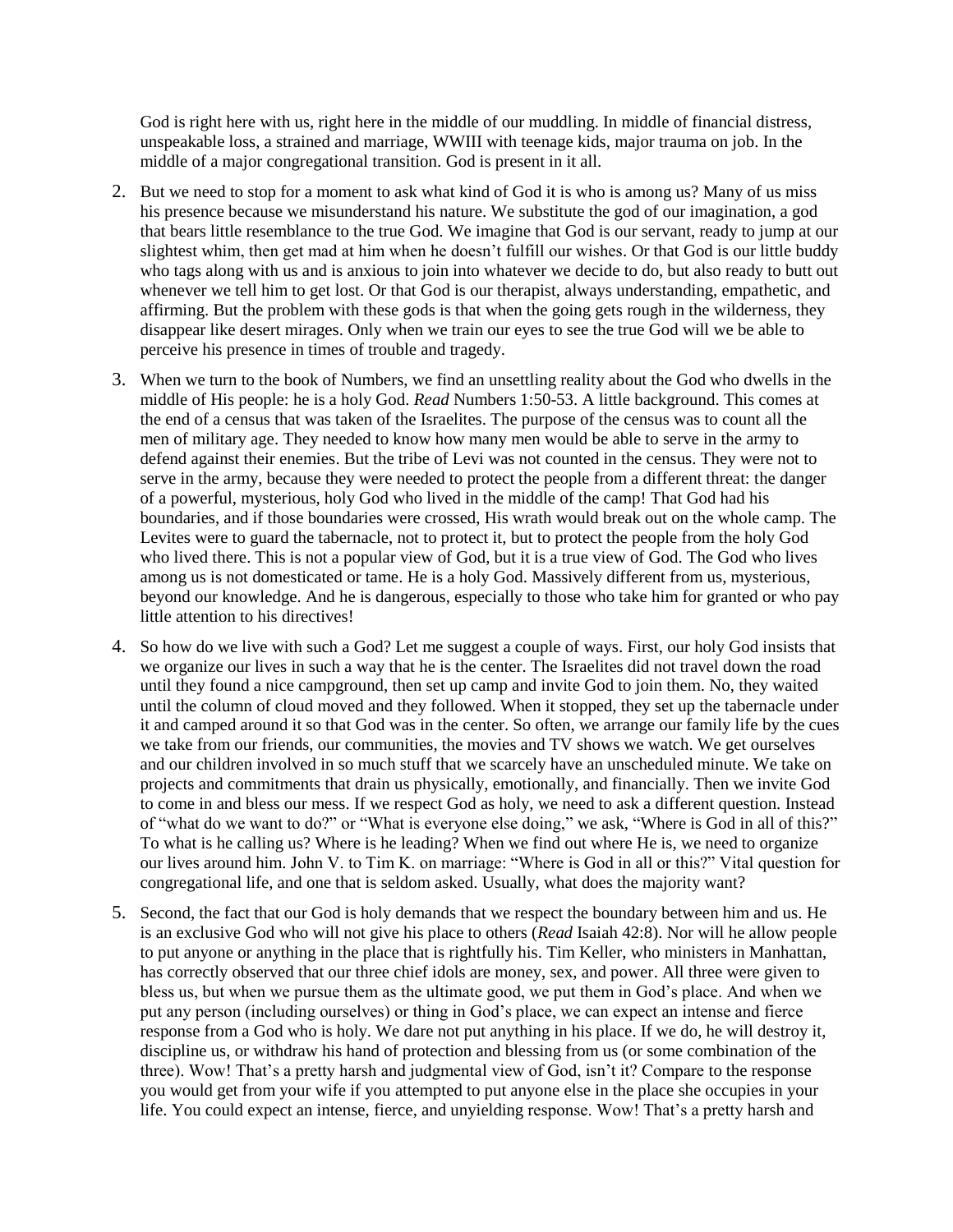God is right here with us, right here in the middle of our muddling. In middle of financial distress, unspeakable loss, a strained and marriage, WWIII with teenage kids, major trauma on job. In the middle of a major congregational transition. God is present in it all.

2. But we need to stop for a moment to ask what kind of God it is who is among us? Many of us miss his presence because we misunderstand his nature. We substitute the god of our imagination, a god that bears little resemblance to the true God. We imagine that God is our servant, ready to jump at our slightest whim, then get mad at him when he doesn't fulfill our wishes. Or that God is our little buddy who tags along with us and is anxious to join into whatever we decide to do, but also ready to butt out whenever we tell him to get lost. Or that God is our therapist, always understanding, empathetic, and affirming. But the problem with these gods is that when the going gets rough in the wilderness, they disappear like desert mirages. Only when we train our eyes to see the true God will we be able to perceive his presence in times of trouble and tragedy.

3. When we turn to the book of Numbers, we find an unsettling reality about the God who dwells in the middle of His people: he is a holy God. *Read* Numbers 1:50-53. A little background. This comes at the end of a census that was taken of the Israelites. The purpose of the census was to count all the men of military age. They needed to know how many men would be able to serve in the army to defend against their enemies. But the tribe of Levi was not counted in the census. They were not to serve in the army, because they were needed to protect the people from a different threat: the danger of a powerful, mysterious, holy God who lived in the middle of the camp! That God had his boundaries, and if those boundaries were crossed, His wrath would break out on the whole camp. The Levites were to guard the tabernacle, not to protect it, but to protect the people from the holy God who lived there. This is not a popular view of God, but it is a true view of God. The God who lives among us is not domesticated or tame. He is a holy God. Massively different from us, mysterious, beyond our knowledge. And he is dangerous, especially to those who take him for granted or who pay little attention to his directives!

4. So how do we live with such a God? Let me suggest a couple of ways. First, our holy God insists that we organize our lives in such a way that he is the center. The Israelites did not travel down the road until they found a nice campground, then set up camp and invite God to join them. No, they waited until the column of cloud moved and they followed. When it stopped, they set up the tabernacle under it and camped around it so that God was in the center. So often, we arrange our family life by the cues we take from our friends, our communities, the movies and TV shows we watch. We get ourselves and our children involved in so much stuff that we scarcely have an unscheduled minute. We take on projects and commitments that drain us physically, emotionally, and financially. Then we invite God to come in and bless our mess. If we respect God as holy, we need to ask a different question. Instead of "what do we want to do?" or "What is everyone else doing," we ask, "Where is God in all of this?" To what is he calling us? Where is he leading? When we find out where He is, we need to organize our lives around him. John V. to Tim K. on marriage: "Where is God in all or this?" Vital question for congregational life, and one that is seldom asked. Usually, what does the majority want?

5. Second, the fact that our God is holy demands that we respect the boundary between him and us. He is an exclusive God who will not give his place to others (*Read* Isaiah 42:8). Nor will he allow people to put anyone or anything in the place that is rightfully his. Tim Keller, who ministers in Manhattan, has correctly observed that our three chief idols are money, sex, and power. All three were given to bless us, but when we pursue them as the ultimate good, we put them in God's place. And when we put any person (including ourselves) or thing in God's place, we can expect an intense and fierce response from a God who is holy. We dare not put anything in his place. If we do, he will destroy it, discipline us, or withdraw his hand of protection and blessing from us (or some combination of the three). Wow! That's a pretty harsh and judgmental view of God, isn't it? Compare to the response you would get from your wife if you attempted to put anyone else in the place she occupies in your life. You could expect an intense, fierce, and unyielding response. Wow! That's a pretty harsh and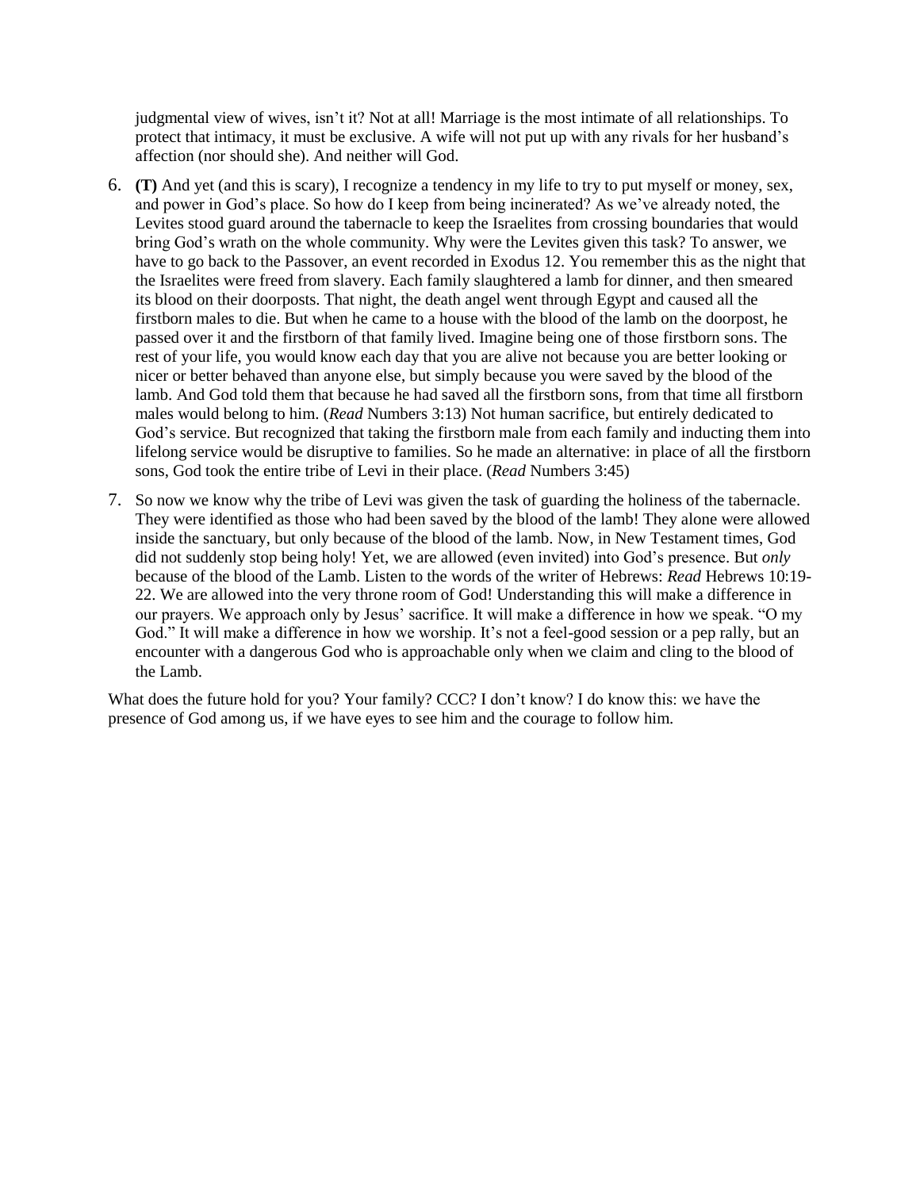judgmental view of wives, isn't it? Not at all! Marriage is the most intimate of all relationships. To protect that intimacy, it must be exclusive. A wife will not put up with any rivals for her husband's affection (nor should she). And neither will God.

6. **(T)** And yet (and this is scary), I recognize a tendency in my life to try to put myself or money, sex, and power in God's place. So how do I keep from being incinerated? As we've already noted, the Levites stood guard around the tabernacle to keep the Israelites from crossing boundaries that would bring God's wrath on the whole community. Why were the Levites given this task? To answer, we have to go back to the Passover, an event recorded in Exodus 12. You remember this as the night that the Israelites were freed from slavery. Each family slaughtered a lamb for dinner, and then smeared its blood on their doorposts. That night, the death angel went through Egypt and caused all the firstborn males to die. But when he came to a house with the blood of the lamb on the doorpost, he passed over it and the firstborn of that family lived. Imagine being one of those firstborn sons. The rest of your life, you would know each day that you are alive not because you are better looking or nicer or better behaved than anyone else, but simply because you were saved by the blood of the lamb. And God told them that because he had saved all the firstborn sons, from that time all firstborn males would belong to him. (*Read* Numbers 3:13) Not human sacrifice, but entirely dedicated to God's service. But recognized that taking the firstborn male from each family and inducting them into lifelong service would be disruptive to families. So he made an alternative: in place of all the firstborn sons, God took the entire tribe of Levi in their place. (*Read* Numbers 3:45)

7. So now we know why the tribe of Levi was given the task of guarding the holiness of the tabernacle. They were identified as those who had been saved by the blood of the lamb! They alone were allowed inside the sanctuary, but only because of the blood of the lamb. Now, in New Testament times, God did not suddenly stop being holy! Yet, we are allowed (even invited) into God's presence. But *only* because of the blood of the Lamb. Listen to the words of the writer of Hebrews: *Read* Hebrews 10:19-22. We are allowed into the very throne room of God! Understanding this will make a difference in our prayers. We approach only by Jesus' sacrifice. It will make a difference in how we speak. "O my God." It will make a difference in how we worship. It's not a feel-good session or a pep rally, but an encounter with a dangerous God who is approachable only when we claim and cling to the blood of the Lamb.

What does the future hold for you? Your family? CCC? I don't know? I do know this: we have the presence of God among us, if we have eyes to see him and the courage to follow him.